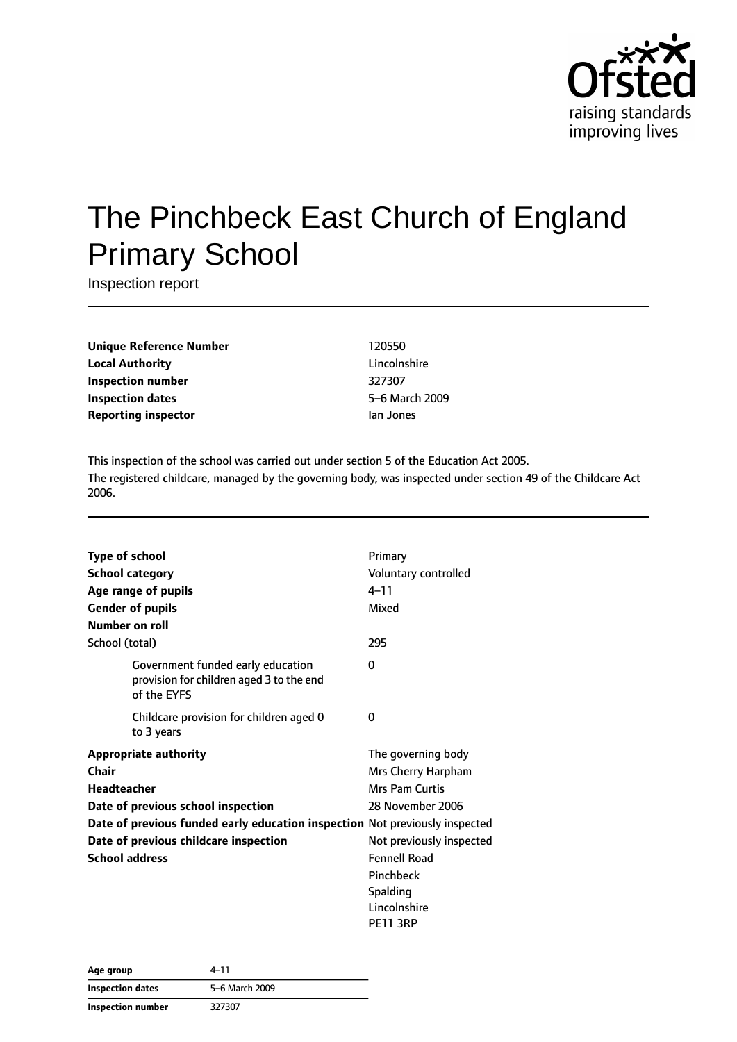# The Pinchbeck East Church of England Primary School

Inspection report

| | |
|---|---|
| **Unique Reference Number** | 120550 |
| **Local Authority** | Lincolnshire |
| **Inspection number** | 327307 |
| **Inspection dates** | 5–6 March 2009 |
| **Reporting inspector** | Ian Jones |

This inspection of the school was carried out under section 5 of the Education Act 2005.

The registered childcare, managed by the governing body, was inspected under section 49 of the Childcare Act 2006.

| | |
|---|---|
| **Type of school** | Primary |
| **School category** | Voluntary controlled |
| **Age range of pupils** | 4–11 |
| **Gender of pupils** | Mixed |
| **Number on roll** | |
| School (total) | 295 |
| Government funded early education provision for children aged 3 to the end of the EYFS | 0 |
| Childcare provision for children aged 0 to 3 years | 0 |
| **Appropriate authority** | The governing body |
| **Chair** | Mrs Cherry Harpham |
| **Headteacher** | Mrs Pam Curtis |
| **Date of previous school inspection** | 28 November 2006 |
| **Date of previous funded early education inspection** | Not previously inspected |
| **Date of previous childcare inspection** | Not previously inspected |
| **School address** | Fennell Road<br>Pinchbeck<br>Spalding<br>Lincolnshire<br>PE11 3RP |

| | |
|---|---|
| **Age group** | 4–11 |
| **Inspection dates** | 5–6 March 2009 |
| **Inspection number** | 327307 |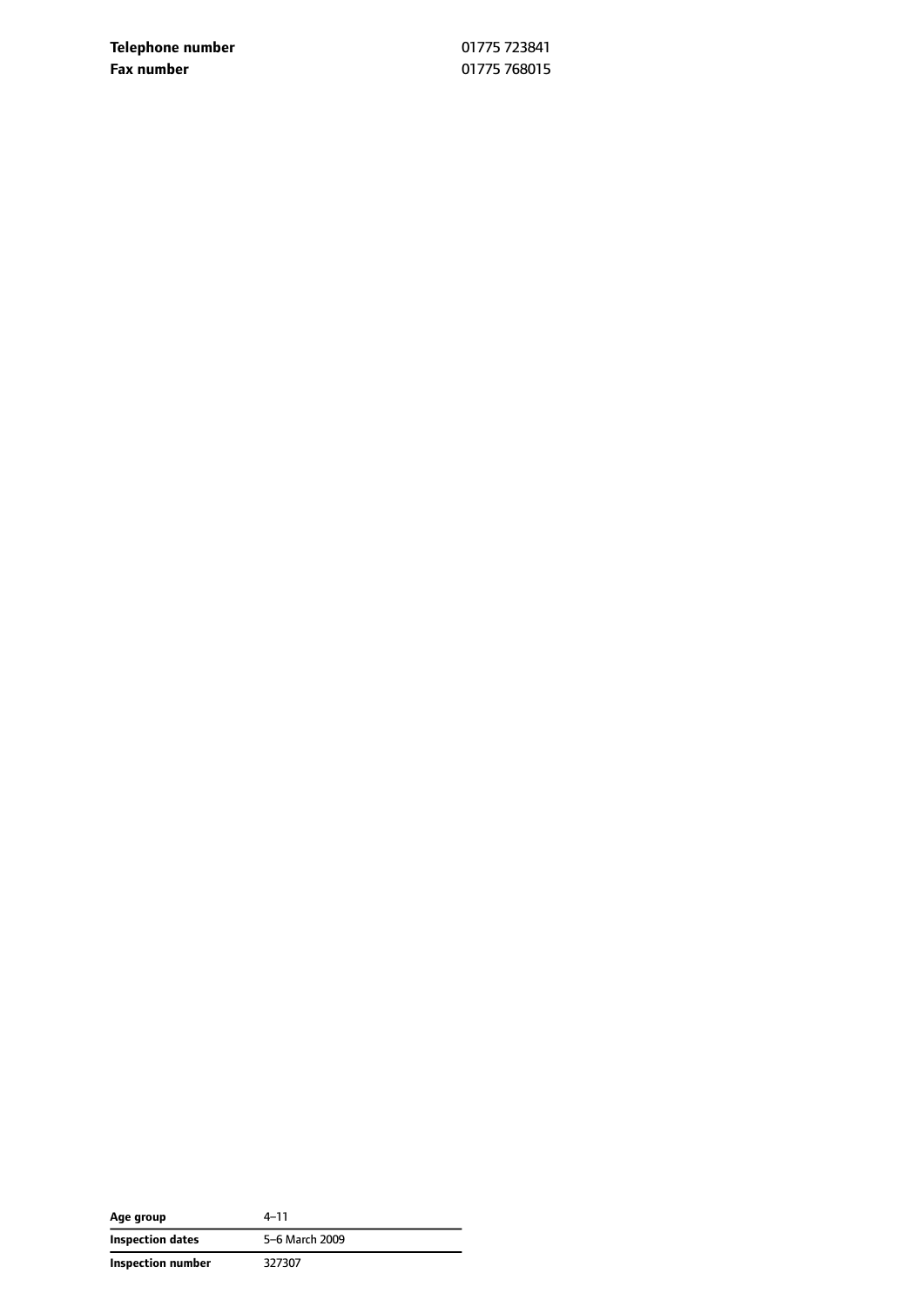| | |
|---|---|
| **Telephone number** | 01775 723841 |
| **Fax number** | 01775 768015 |

| | |
|---|---|
| **Age group** | 4–11 |
| **Inspection dates** | 5–6 March 2009 |
| **Inspection number** | 327307 |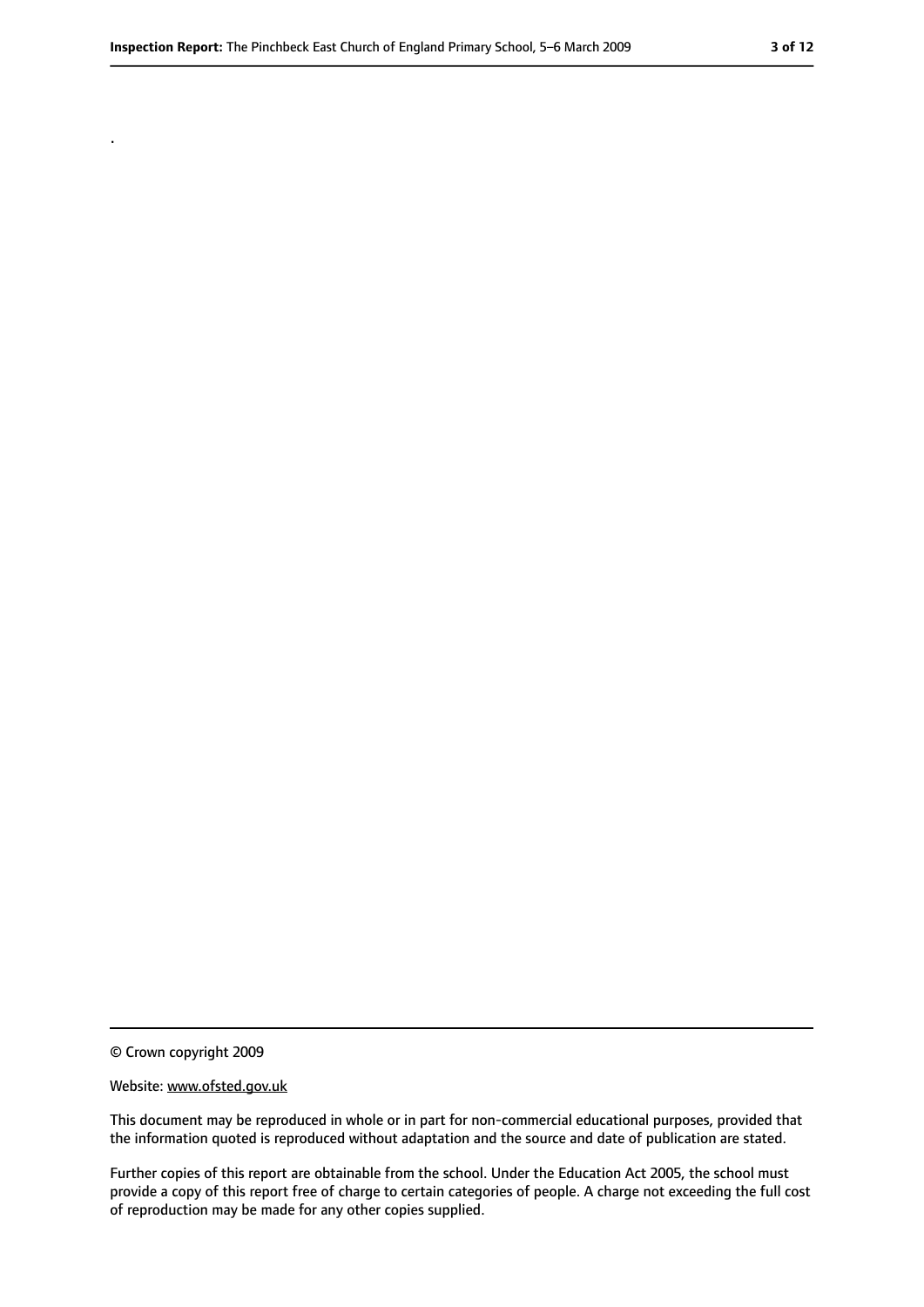.

© Crown copyright 2009

Website: www.ofsted.gov.uk

This document may be reproduced in whole or in part for non-commercial educational purposes, provided that the information quoted is reproduced without adaptation and the source and date of publication are stated.

Further copies of this report are obtainable from the school. Under the Education Act 2005, the school must provide a copy of this report free of charge to certain categories of people. A charge not exceeding the full cost of reproduction may be made for any other copies supplied.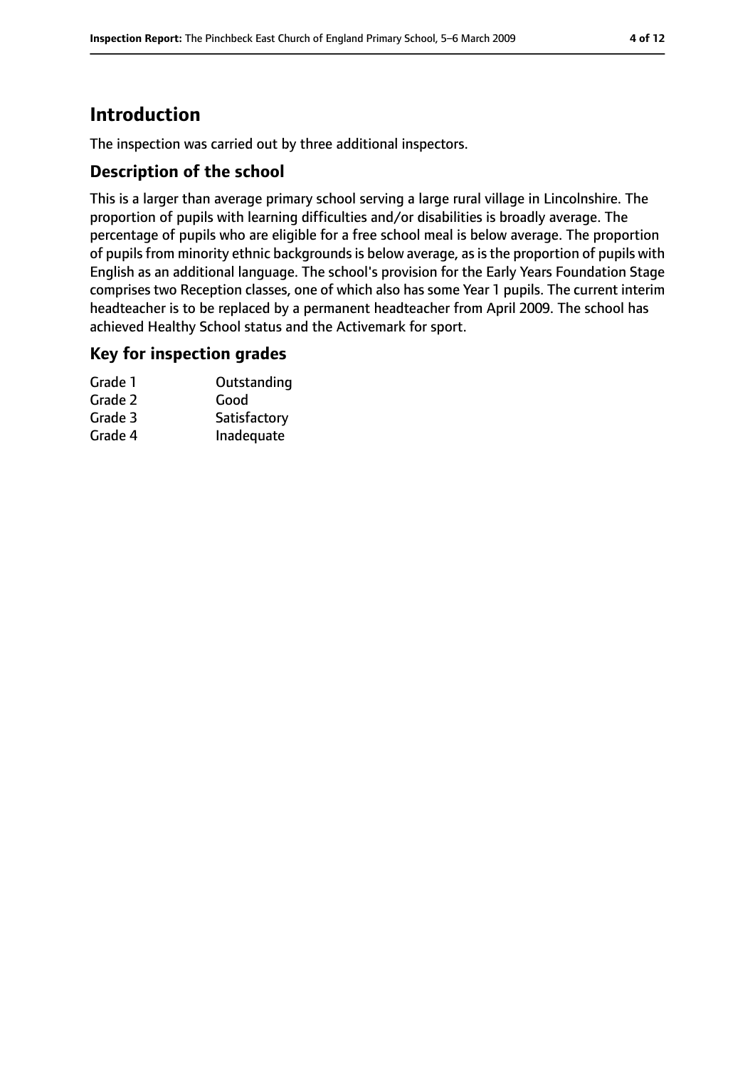# Introduction

The inspection was carried out by three additional inspectors.

## Description of the school

This is a larger than average primary school serving a large rural village in Lincolnshire. The proportion of pupils with learning difficulties and/or disabilities is broadly average. The percentage of pupils who are eligible for a free school meal is below average. The proportion of pupils from minority ethnic backgrounds is below average, as is the proportion of pupils with English as an additional language. The school's provision for the Early Years Foundation Stage comprises two Reception classes, one of which also has some Year 1 pupils. The current interim headteacher is to be replaced by a permanent headteacher from April 2009. The school has achieved Healthy School status and the Activemark for sport.

## Key for inspection grades

| | |
|---|---|
| Grade 1 | Outstanding |
| Grade 2 | Good |
| Grade 3 | Satisfactory |
| Grade 4 | Inadequate |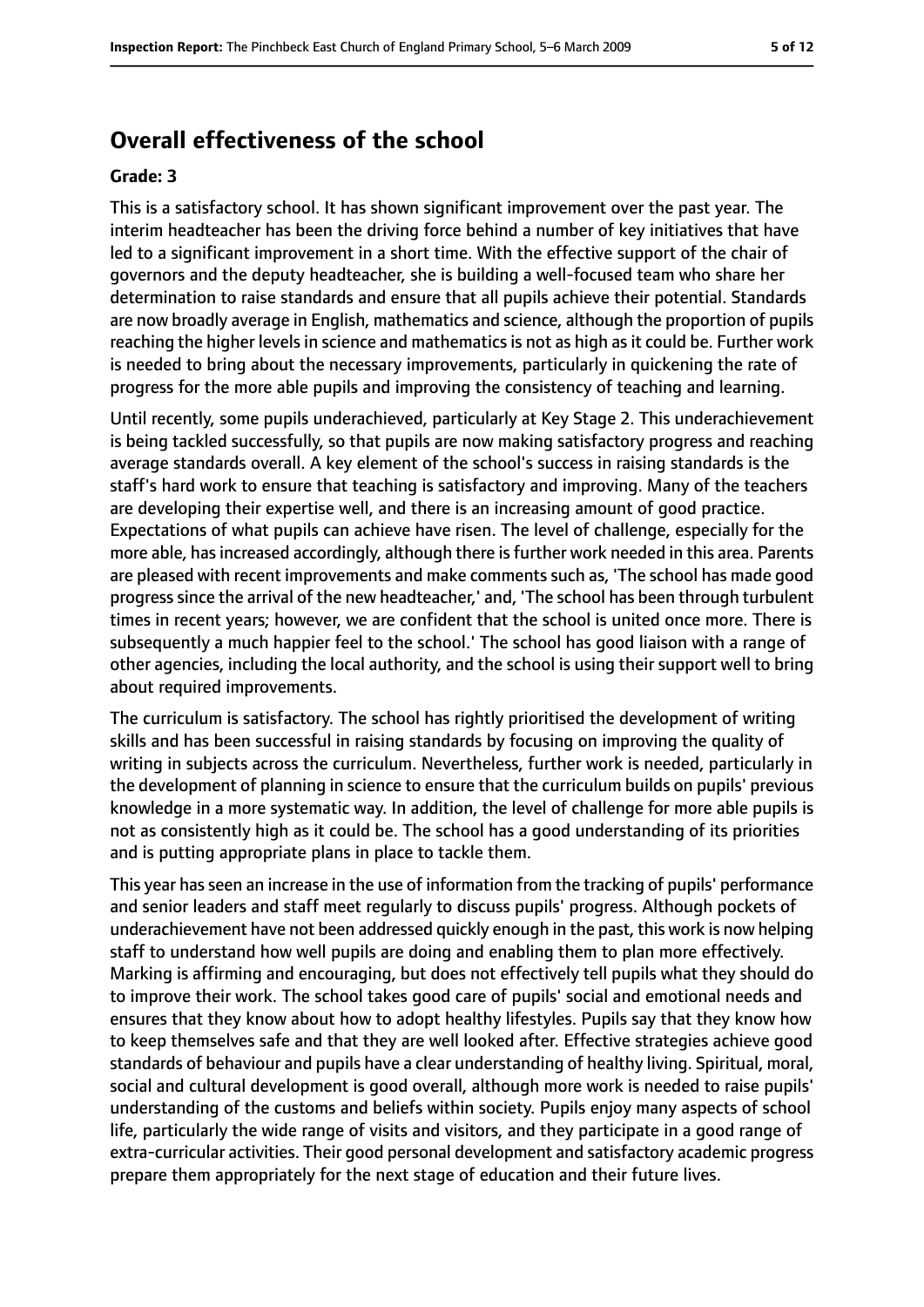## Overall effectiveness of the school

**Grade: 3**

This is a satisfactory school. It has shown significant improvement over the past year. The interim headteacher has been the driving force behind a number of key initiatives that have led to a significant improvement in a short time. With the effective support of the chair of governors and the deputy headteacher, she is building a well-focused team who share her determination to raise standards and ensure that all pupils achieve their potential. Standards are now broadly average in English, mathematics and science, although the proportion of pupils reaching the higher levels in science and mathematics is not as high as it could be. Further work is needed to bring about the necessary improvements, particularly in quickening the rate of progress for the more able pupils and improving the consistency of teaching and learning.

Until recently, some pupils underachieved, particularly at Key Stage 2. This underachievement is being tackled successfully, so that pupils are now making satisfactory progress and reaching average standards overall. A key element of the school's success in raising standards is the staff's hard work to ensure that teaching is satisfactory and improving. Many of the teachers are developing their expertise well, and there is an increasing amount of good practice. Expectations of what pupils can achieve have risen. The level of challenge, especially for the more able, has increased accordingly, although there is further work needed in this area. Parents are pleased with recent improvements and make comments such as, 'The school has made good progress since the arrival of the new headteacher,' and, 'The school has been through turbulent times in recent years; however, we are confident that the school is united once more. There is subsequently a much happier feel to the school.' The school has good liaison with a range of other agencies, including the local authority, and the school is using their support well to bring about required improvements.

The curriculum is satisfactory. The school has rightly prioritised the development of writing skills and has been successful in raising standards by focusing on improving the quality of writing in subjects across the curriculum. Nevertheless, further work is needed, particularly in the development of planning in science to ensure that the curriculum builds on pupils' previous knowledge in a more systematic way. In addition, the level of challenge for more able pupils is not as consistently high as it could be. The school has a good understanding of its priorities and is putting appropriate plans in place to tackle them.

This year has seen an increase in the use of information from the tracking of pupils' performance and senior leaders and staff meet regularly to discuss pupils' progress. Although pockets of underachievement have not been addressed quickly enough in the past, this work is now helping staff to understand how well pupils are doing and enabling them to plan more effectively. Marking is affirming and encouraging, but does not effectively tell pupils what they should do to improve their work. The school takes good care of pupils' social and emotional needs and ensures that they know about how to adopt healthy lifestyles. Pupils say that they know how to keep themselves safe and that they are well looked after. Effective strategies achieve good standards of behaviour and pupils have a clear understanding of healthy living. Spiritual, moral, social and cultural development is good overall, although more work is needed to raise pupils' understanding of the customs and beliefs within society. Pupils enjoy many aspects of school life, particularly the wide range of visits and visitors, and they participate in a good range of extra-curricular activities. Their good personal development and satisfactory academic progress prepare them appropriately for the next stage of education and their future lives.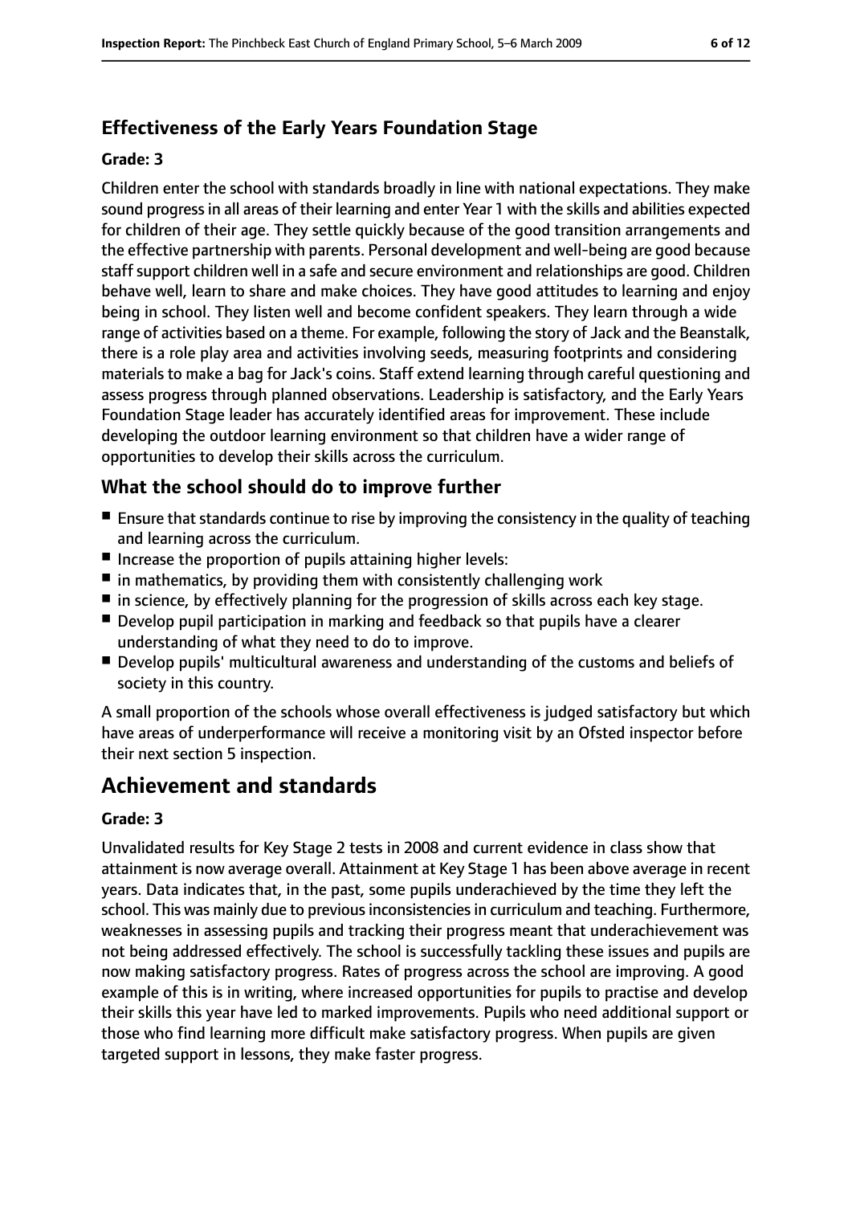### Effectiveness of the Early Years Foundation Stage

**Grade: 3**

Children enter the school with standards broadly in line with national expectations. They make sound progress in all areas of their learning and enter Year 1 with the skills and abilities expected for children of their age. They settle quickly because of the good transition arrangements and the effective partnership with parents. Personal development and well-being are good because staff support children well in a safe and secure environment and relationships are good. Children behave well, learn to share and make choices. They have good attitudes to learning and enjoy being in school. They listen well and become confident speakers. They learn through a wide range of activities based on a theme. For example, following the story of Jack and the Beanstalk, there is a role play area and activities involving seeds, measuring footprints and considering materials to make a bag for Jack's coins. Staff extend learning through careful questioning and assess progress through planned observations. Leadership is satisfactory, and the Early Years Foundation Stage leader has accurately identified areas for improvement. These include developing the outdoor learning environment so that children have a wider range of opportunities to develop their skills across the curriculum.

## What the school should do to improve further

- Ensure that standards continue to rise by improving the consistency in the quality of teaching and learning across the curriculum.
- Increase the proportion of pupils attaining higher levels:
- in mathematics, by providing them with consistently challenging work
- in science, by effectively planning for the progression of skills across each key stage.
- Develop pupil participation in marking and feedback so that pupils have a clearer understanding of what they need to do to improve.
- Develop pupils' multicultural awareness and understanding of the customs and beliefs of society in this country.

A small proportion of the schools whose overall effectiveness is judged satisfactory but which have areas of underperformance will receive a monitoring visit by an Ofsted inspector before their next section 5 inspection.

# Achievement and standards

**Grade: 3**

Unvalidated results for Key Stage 2 tests in 2008 and current evidence in class show that attainment is now average overall. Attainment at Key Stage 1 has been above average in recent years. Data indicates that, in the past, some pupils underachieved by the time they left the school. This was mainly due to previous inconsistencies in curriculum and teaching. Furthermore, weaknesses in assessing pupils and tracking their progress meant that underachievement was not being addressed effectively. The school is successfully tackling these issues and pupils are now making satisfactory progress. Rates of progress across the school are improving. A good example of this is in writing, where increased opportunities for pupils to practise and develop their skills this year have led to marked improvements. Pupils who need additional support or those who find learning more difficult make satisfactory progress. When pupils are given targeted support in lessons, they make faster progress.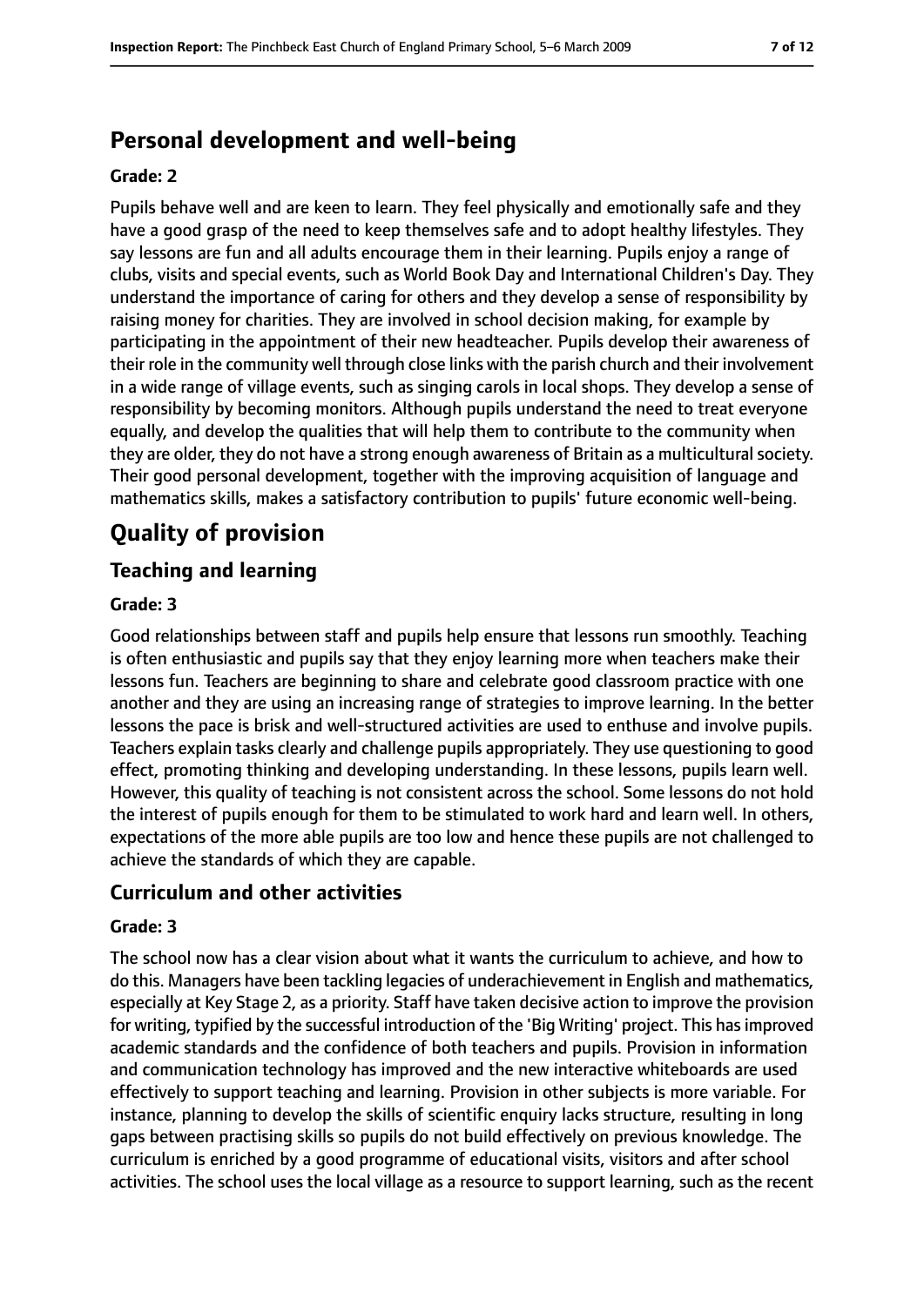## Personal development and well-being

**Grade: 2**

Pupils behave well and are keen to learn. They feel physically and emotionally safe and they have a good grasp of the need to keep themselves safe and to adopt healthy lifestyles. They say lessons are fun and all adults encourage them in their learning. Pupils enjoy a range of clubs, visits and special events, such as World Book Day and International Children's Day. They understand the importance of caring for others and they develop a sense of responsibility by raising money for charities. They are involved in school decision making, for example by participating in the appointment of their new headteacher. Pupils develop their awareness of their role in the community well through close links with the parish church and their involvement in a wide range of village events, such as singing carols in local shops. They develop a sense of responsibility by becoming monitors. Although pupils understand the need to treat everyone equally, and develop the qualities that will help them to contribute to the community when they are older, they do not have a strong enough awareness of Britain as a multicultural society. Their good personal development, together with the improving acquisition of language and mathematics skills, makes a satisfactory contribution to pupils' future economic well-being.

# Quality of provision

## Teaching and learning

**Grade: 3**

Good relationships between staff and pupils help ensure that lessons run smoothly. Teaching is often enthusiastic and pupils say that they enjoy learning more when teachers make their lessons fun. Teachers are beginning to share and celebrate good classroom practice with one another and they are using an increasing range of strategies to improve learning. In the better lessons the pace is brisk and well-structured activities are used to enthuse and involve pupils. Teachers explain tasks clearly and challenge pupils appropriately. They use questioning to good effect, promoting thinking and developing understanding. In these lessons, pupils learn well. However, this quality of teaching is not consistent across the school. Some lessons do not hold the interest of pupils enough for them to be stimulated to work hard and learn well. In others, expectations of the more able pupils are too low and hence these pupils are not challenged to achieve the standards of which they are capable.

## Curriculum and other activities

**Grade: 3**

The school now has a clear vision about what it wants the curriculum to achieve, and how to do this. Managers have been tackling legacies of underachievement in English and mathematics, especially at Key Stage 2, as a priority. Staff have taken decisive action to improve the provision for writing, typified by the successful introduction of the 'Big Writing' project. This has improved academic standards and the confidence of both teachers and pupils. Provision in information and communication technology has improved and the new interactive whiteboards are used effectively to support teaching and learning. Provision in other subjects is more variable. For instance, planning to develop the skills of scientific enquiry lacks structure, resulting in long gaps between practising skills so pupils do not build effectively on previous knowledge. The curriculum is enriched by a good programme of educational visits, visitors and after school activities. The school uses the local village as a resource to support learning, such as the recent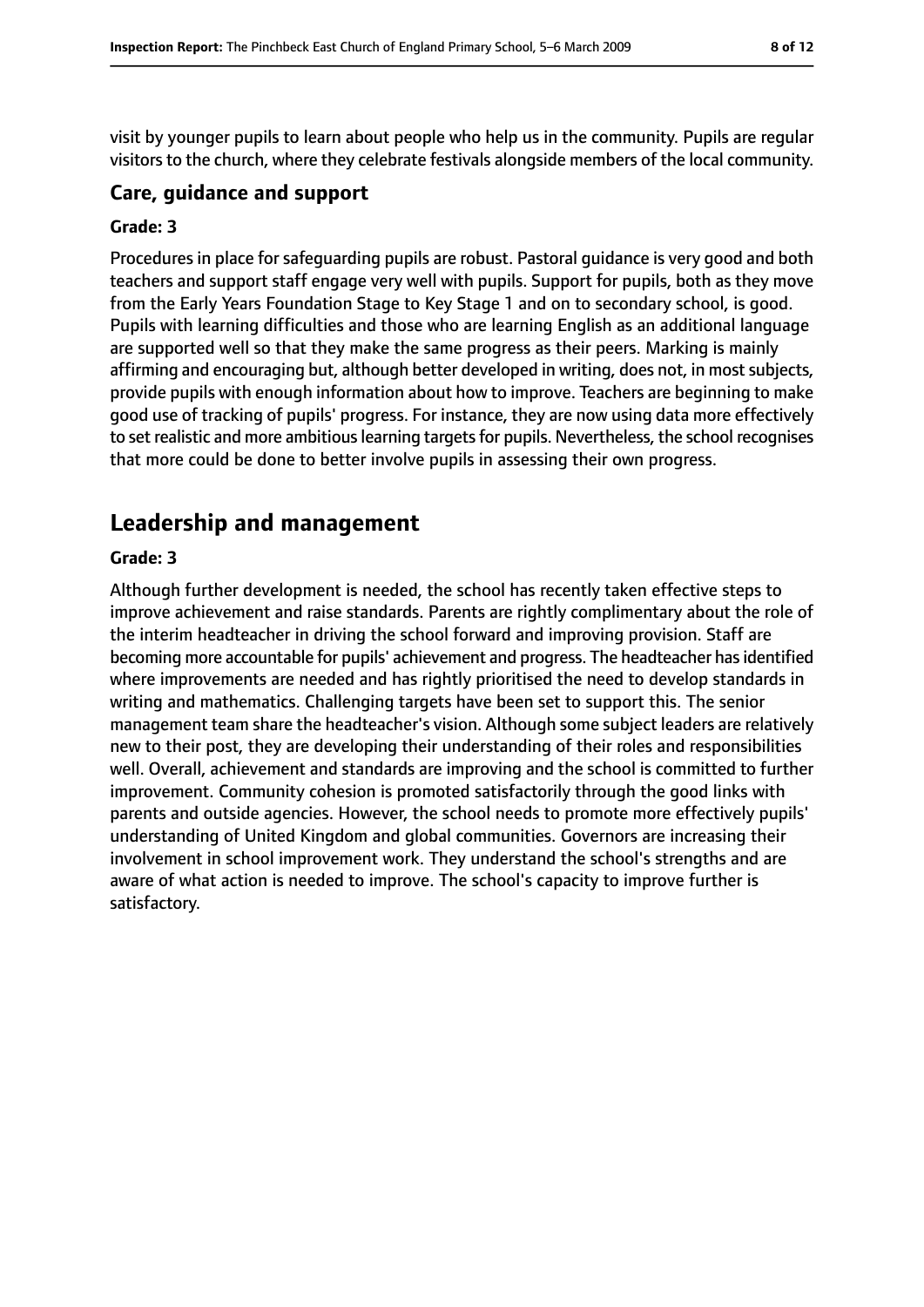visit by younger pupils to learn about people who help us in the community. Pupils are regular visitors to the church, where they celebrate festivals alongside members of the local community.

### Care, guidance and support

**Grade: 3**

Procedures in place for safeguarding pupils are robust. Pastoral guidance is very good and both teachers and support staff engage very well with pupils. Support for pupils, both as they move from the Early Years Foundation Stage to Key Stage 1 and on to secondary school, is good. Pupils with learning difficulties and those who are learning English as an additional language are supported well so that they make the same progress as their peers. Marking is mainly affirming and encouraging but, although better developed in writing, does not, in most subjects, provide pupils with enough information about how to improve. Teachers are beginning to make good use of tracking of pupils' progress. For instance, they are now using data more effectively to set realistic and more ambitious learning targets for pupils. Nevertheless, the school recognises that more could be done to better involve pupils in assessing their own progress.

## Leadership and management

**Grade: 3**

Although further development is needed, the school has recently taken effective steps to improve achievement and raise standards. Parents are rightly complimentary about the role of the interim headteacher in driving the school forward and improving provision. Staff are becoming more accountable for pupils' achievement and progress. The headteacher has identified where improvements are needed and has rightly prioritised the need to develop standards in writing and mathematics. Challenging targets have been set to support this. The senior management team share the headteacher's vision. Although some subject leaders are relatively new to their post, they are developing their understanding of their roles and responsibilities well. Overall, achievement and standards are improving and the school is committed to further improvement. Community cohesion is promoted satisfactorily through the good links with parents and outside agencies. However, the school needs to promote more effectively pupils' understanding of United Kingdom and global communities. Governors are increasing their involvement in school improvement work. They understand the school's strengths and are aware of what action is needed to improve. The school's capacity to improve further is satisfactory.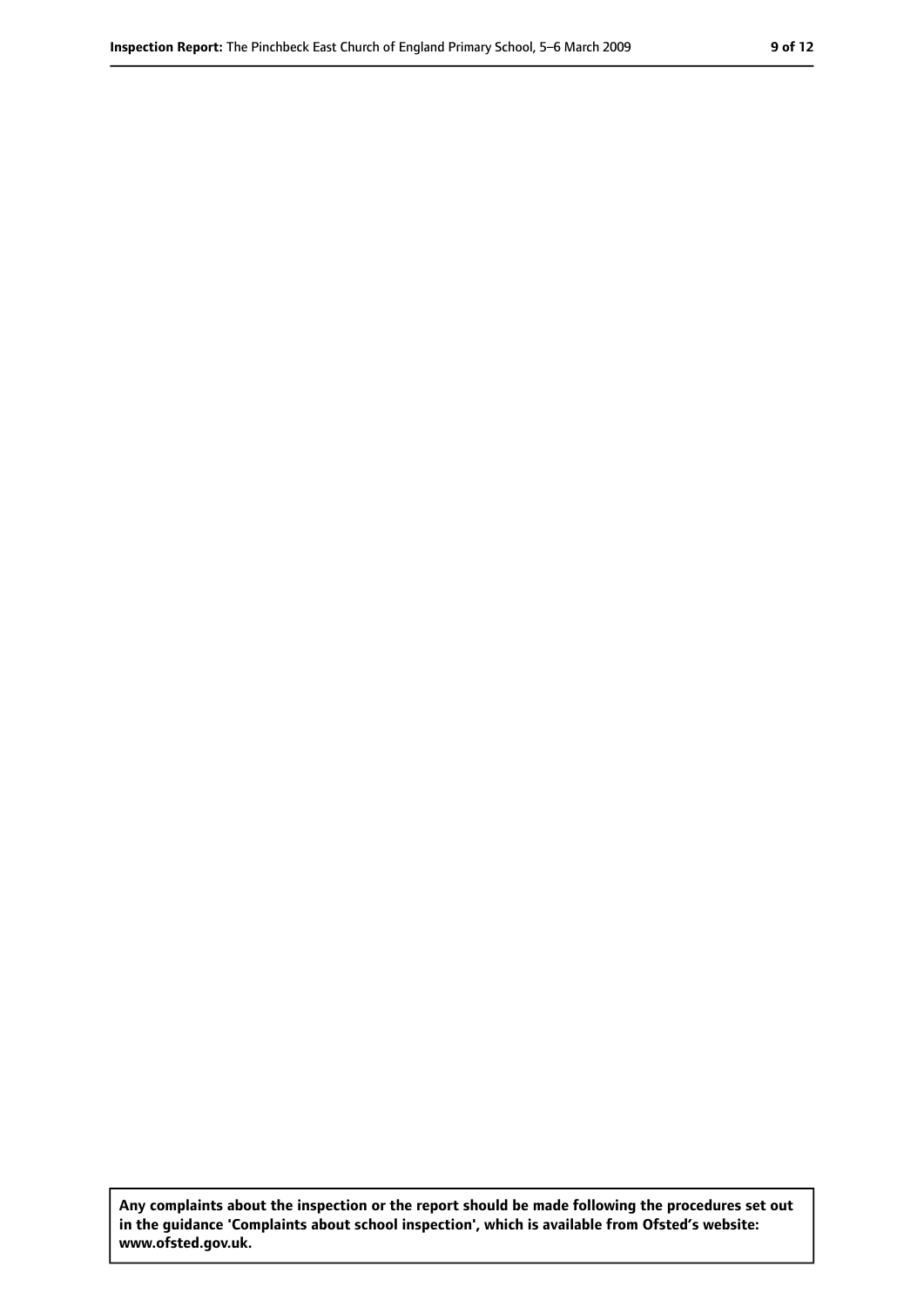**Any complaints about the inspection or the report should be made following the procedures set out in the guidance 'Complaints about school inspection', which is available from Ofsted's website: www.ofsted.gov.uk.**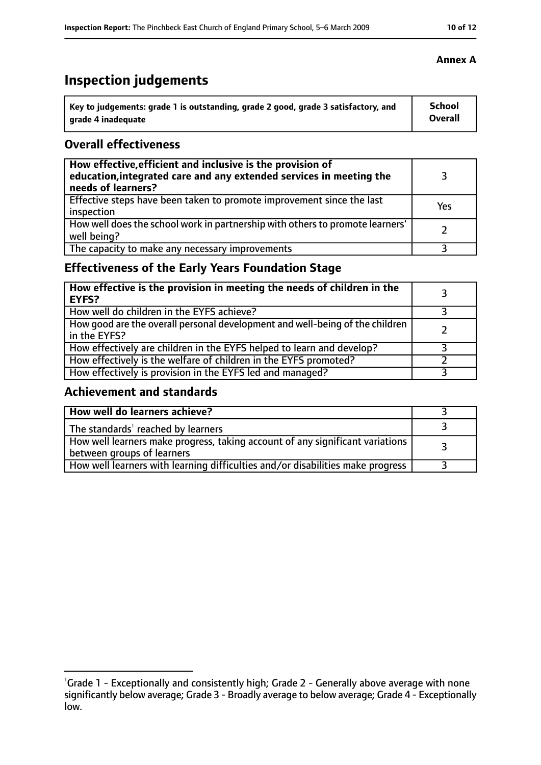**Annex A**

# Inspection judgements

| Key to judgements: grade 1 is outstanding, grade 2 good, grade 3 satisfactory, and grade 4 inadequate | School Overall |
|---|---|

## Overall effectiveness

| | |
|---|---|
| **How effective, efficient and inclusive is the provision of education, integrated care and any extended services in meeting the needs of learners?** | 3 |
| Effective steps have been taken to promote improvement since the last inspection | Yes |
| How well does the school work in partnership with others to promote learners' well being? | 2 |
| The capacity to make any necessary improvements | 3 |

## Effectiveness of the Early Years Foundation Stage

| | |
|---|---|
| **How effective is the provision in meeting the needs of children in the EYFS?** | 3 |
| How well do children in the EYFS achieve? | 3 |
| How good are the overall personal development and well-being of the children in the EYFS? | 2 |
| How effectively are children in the EYFS helped to learn and develop? | 3 |
| How effectively is the welfare of children in the EYFS promoted? | 2 |
| How effectively is provision in the EYFS led and managed? | 3 |

## Achievement and standards

| | |
|---|---|
| **How well do learners achieve?** | 3 |
| The standards[1] reached by learners | 3 |
| How well learners make progress, taking account of any significant variations between groups of learners | 3 |
| How well learners with learning difficulties and/or disabilities make progress | 3 |

[1]Grade 1 - Exceptionally and consistently high; Grade 2 - Generally above average with none significantly below average; Grade 3 - Broadly average to below average; Grade 4 - Exceptionally low.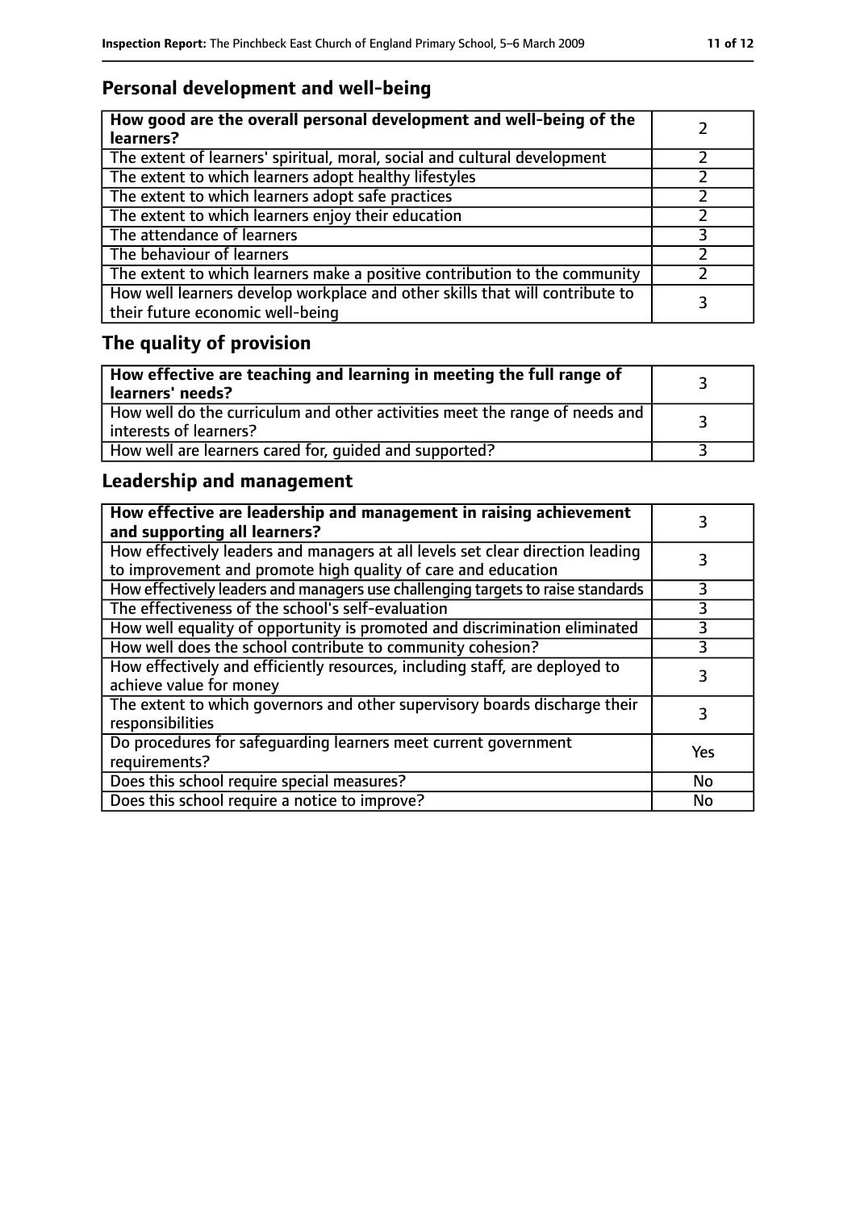## Personal development and well-being

| **How good are the overall personal development and well-being of the learners?** | 2 |
|---|---|
| The extent of learners' spiritual, moral, social and cultural development | 2 |
| The extent to which learners adopt healthy lifestyles | 2 |
| The extent to which learners adopt safe practices | 2 |
| The extent to which learners enjoy their education | 2 |
| The attendance of learners | 3 |
| The behaviour of learners | 2 |
| The extent to which learners make a positive contribution to the community | 2 |
| How well learners develop workplace and other skills that will contribute to their future economic well-being | 3 |

## The quality of provision

| **How effective are teaching and learning in meeting the full range of learners' needs?** | 3 |
|---|---|
| How well do the curriculum and other activities meet the range of needs and interests of learners? | 3 |
| How well are learners cared for, guided and supported? | 3 |

## Leadership and management

| **How effective are leadership and management in raising achievement and supporting all learners?** | 3 |
|---|---|
| How effectively leaders and managers at all levels set clear direction leading to improvement and promote high quality of care and education | 3 |
| How effectively leaders and managers use challenging targets to raise standards | 3 |
| The effectiveness of the school's self-evaluation | 3 |
| How well equality of opportunity is promoted and discrimination eliminated | 3 |
| How well does the school contribute to community cohesion? | 3 |
| How effectively and efficiently resources, including staff, are deployed to achieve value for money | 3 |
| The extent to which governors and other supervisory boards discharge their responsibilities | 3 |
| Do procedures for safeguarding learners meet current government requirements? | Yes |
| Does this school require special measures? | No |
| Does this school require a notice to improve? | No |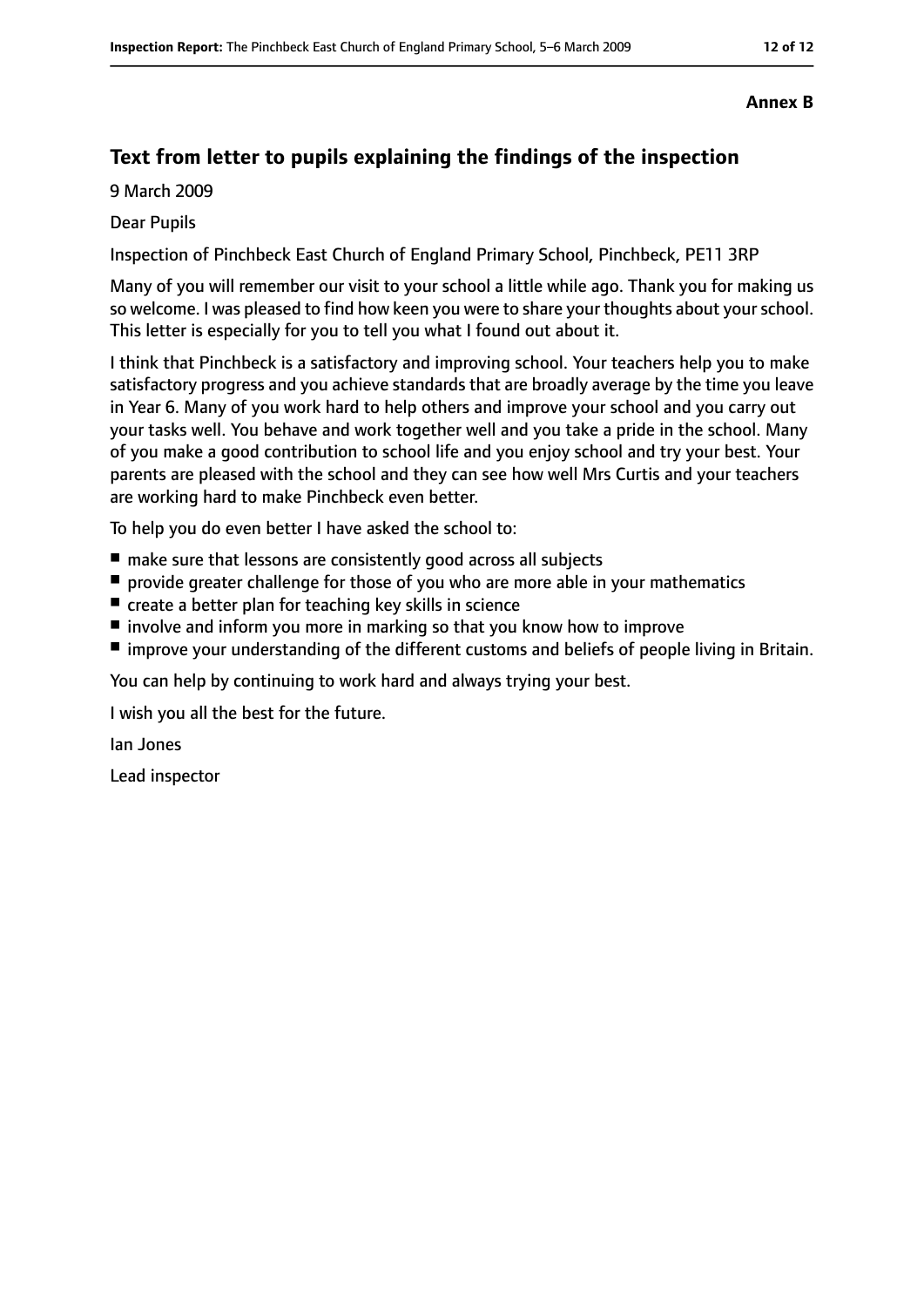**Annex B**

## Text from letter to pupils explaining the findings of the inspection

9 March 2009

Dear Pupils

Inspection of Pinchbeck East Church of England Primary School, Pinchbeck, PE11 3RP

Many of you will remember our visit to your school a little while ago. Thank you for making us so welcome. I was pleased to find how keen you were to share your thoughts about your school. This letter is especially for you to tell you what I found out about it.

I think that Pinchbeck is a satisfactory and improving school. Your teachers help you to make satisfactory progress and you achieve standards that are broadly average by the time you leave in Year 6. Many of you work hard to help others and improve your school and you carry out your tasks well. You behave and work together well and you take a pride in the school. Many of you make a good contribution to school life and you enjoy school and try your best. Your parents are pleased with the school and they can see how well Mrs Curtis and your teachers are working hard to make Pinchbeck even better.

To help you do even better I have asked the school to:

- make sure that lessons are consistently good across all subjects
- provide greater challenge for those of you who are more able in your mathematics
- create a better plan for teaching key skills in science
- involve and inform you more in marking so that you know how to improve
- improve your understanding of the different customs and beliefs of people living in Britain.

You can help by continuing to work hard and always trying your best.

I wish you all the best for the future.

Ian Jones

Lead inspector